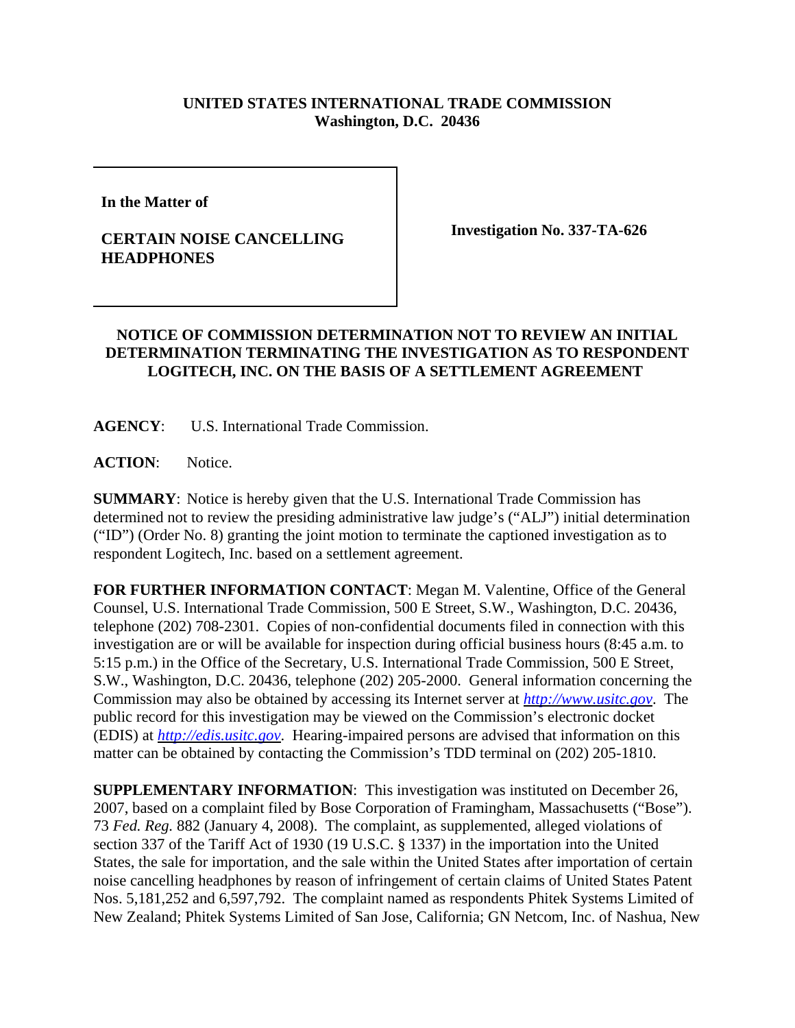**UNITED STATES INTERNATIONAL TRADE COMMISSION**
**Washington, D.C. 20436**

| | |
|---|---|
| **In the Matter of** **CERTAIN NOISE CANCELLING HEADPHONES** | **Investigation No. 337-TA-626** |

**NOTICE OF COMMISSION DETERMINATION NOT TO REVIEW AN INITIAL DETERMINATION TERMINATING THE INVESTIGATION AS TO RESPONDENT LOGITECH, INC. ON THE BASIS OF A SETTLEMENT AGREEMENT**

**AGENCY**: U.S. International Trade Commission.

**ACTION**: Notice.

**SUMMARY**: Notice is hereby given that the U.S. International Trade Commission has determined not to review the presiding administrative law judge's ("ALJ") initial determination ("ID") (Order No. 8) granting the joint motion to terminate the captioned investigation as to respondent Logitech, Inc. based on a settlement agreement.

**FOR FURTHER INFORMATION CONTACT**: Megan M. Valentine, Office of the General Counsel, U.S. International Trade Commission, 500 E Street, S.W., Washington, D.C. 20436, telephone (202) 708-2301. Copies of non-confidential documents filed in connection with this investigation are or will be available for inspection during official business hours (8:45 a.m. to 5:15 p.m.) in the Office of the Secretary, U.S. International Trade Commission, 500 E Street, S.W., Washington, D.C. 20436, telephone (202) 205-2000. General information concerning the Commission may also be obtained by accessing its Internet server at *http://www.usitc.gov*. The public record for this investigation may be viewed on the Commission's electronic docket (EDIS) at *http://edis.usitc.gov*. Hearing-impaired persons are advised that information on this matter can be obtained by contacting the Commission's TDD terminal on (202) 205-1810.

**SUPPLEMENTARY INFORMATION**: This investigation was instituted on December 26, 2007, based on a complaint filed by Bose Corporation of Framingham, Massachusetts ("Bose"). 73 *Fed. Reg.* 882 (January 4, 2008). The complaint, as supplemented, alleged violations of section 337 of the Tariff Act of 1930 (19 U.S.C. § 1337) in the importation into the United States, the sale for importation, and the sale within the United States after importation of certain noise cancelling headphones by reason of infringement of certain claims of United States Patent Nos. 5,181,252 and 6,597,792. The complaint named as respondents Phitek Systems Limited of New Zealand; Phitek Systems Limited of San Jose, California; GN Netcom, Inc. of Nashua, New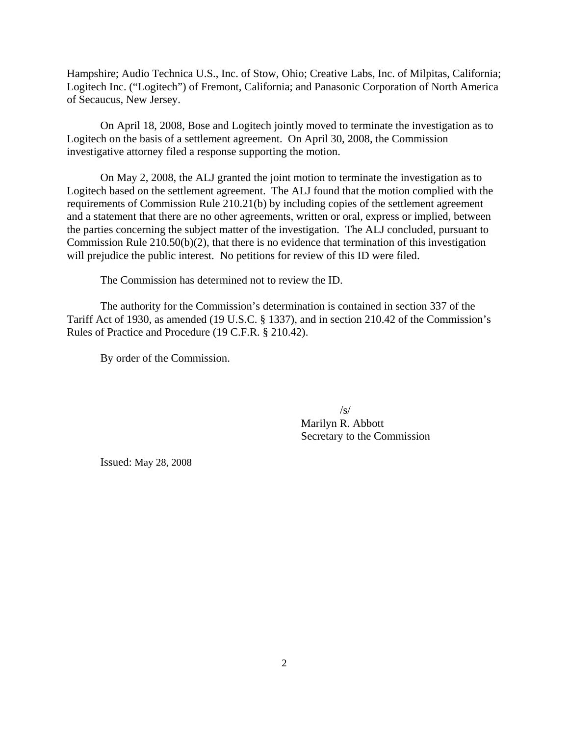Hampshire; Audio Technica U.S., Inc. of Stow, Ohio; Creative Labs, Inc. of Milpitas, California; Logitech Inc. ("Logitech") of Fremont, California; and Panasonic Corporation of North America of Secaucus, New Jersey.

On April 18, 2008, Bose and Logitech jointly moved to terminate the investigation as to Logitech on the basis of a settlement agreement. On April 30, 2008, the Commission investigative attorney filed a response supporting the motion.

On May 2, 2008, the ALJ granted the joint motion to terminate the investigation as to Logitech based on the settlement agreement. The ALJ found that the motion complied with the requirements of Commission Rule 210.21(b) by including copies of the settlement agreement and a statement that there are no other agreements, written or oral, express or implied, between the parties concerning the subject matter of the investigation. The ALJ concluded, pursuant to Commission Rule 210.50(b)(2), that there is no evidence that termination of this investigation will prejudice the public interest. No petitions for review of this ID were filed.

The Commission has determined not to review the ID.

The authority for the Commission's determination is contained in section 337 of the Tariff Act of 1930, as amended (19 U.S.C. § 1337), and in section 210.42 of the Commission's Rules of Practice and Procedure (19 C.F.R. § 210.42).

By order of the Commission.

/s/
Marilyn R. Abbott
Secretary to the Commission

Issued: May 28, 2008